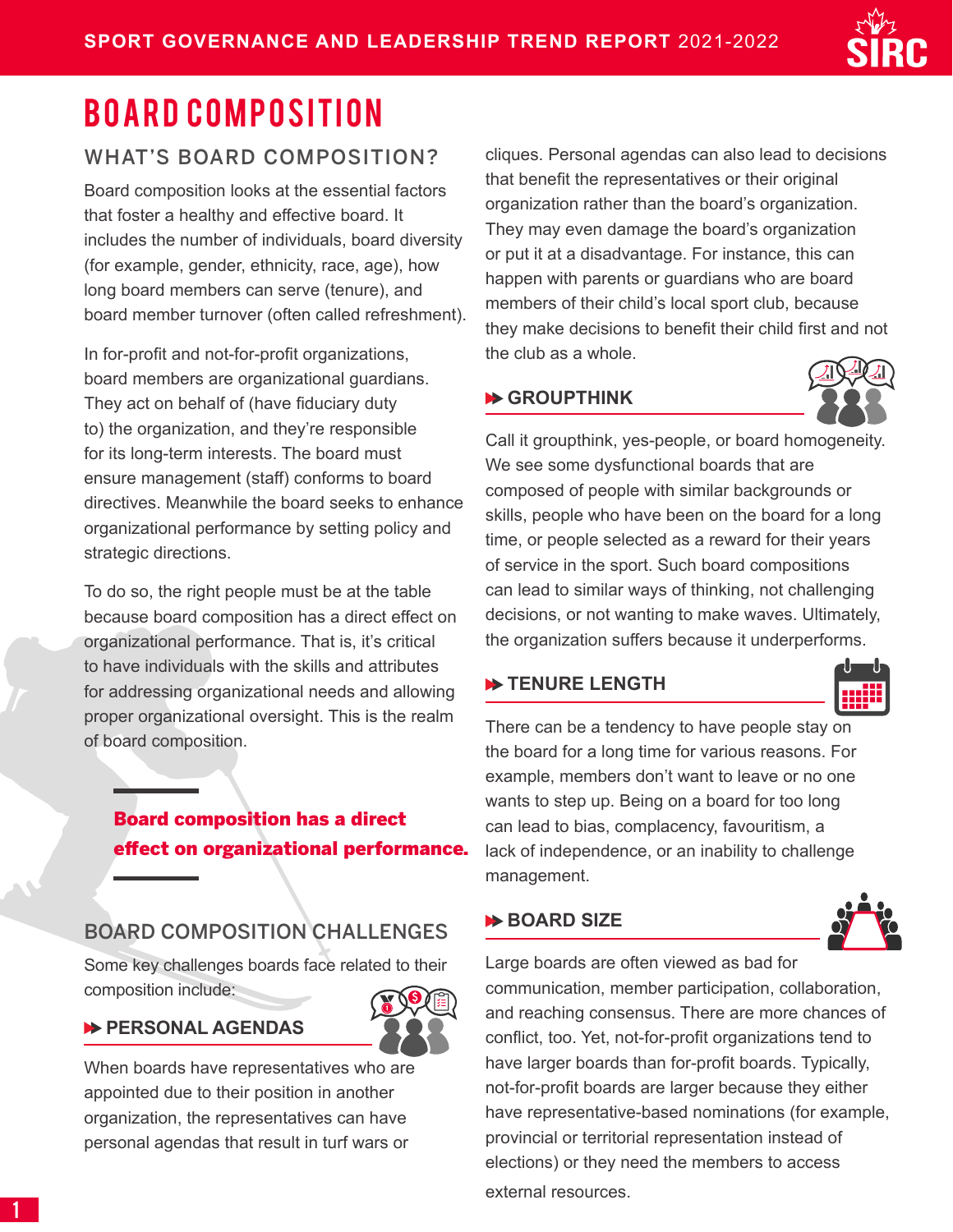# BOARD COMPOSITION

## WHAT'S BOARD COMPOSITION?

Board composition looks at the essential factors that foster a healthy and effective board. It includes the number of individuals, board diversity (for example, gender, ethnicity, race, age), how long board members can serve (tenure), and board member turnover (often called refreshment).

In for-profit and not-for-profit organizations, board members are organizational guardians. They act on behalf of (have fiduciary duty to) the organization, and they're responsible for its long-term interests. The board must ensure management (staff) conforms to board directives. Meanwhile the board seeks to enhance organizational performance by setting policy and strategic directions.

To do so, the right people must be at the table because board composition has a direct effect on organizational performance. That is, it's critical to have individuals with the skills and attributes for addressing organizational needs and allowing proper organizational oversight. This is the realm of board composition.

**Board composition has a direct effect on organizational performance.**

## BOARD COMPOSITION CHALLENGES

Some key challenges boards face related to their composition include:

### PERSONAL AGENDAS

When boards have representatives who are appointed due to their position in another organization, the representatives can have personal agendas that result in turf wars or cliques. Personal agendas can also lead to decisions that benefit the representatives or their original organization rather than the board's organization. They may even damage the board's organization or put it at a disadvantage. For instance, this can happen with parents or guardians who are board members of their child's local sport club, because they make decisions to benefit their child first and not the club as a whole.

### GROUPTHINK

Call it groupthink, yes-people, or board homogeneity. We see some dysfunctional boards that are composed of people with similar backgrounds or skills, people who have been on the board for a long time, or people selected as a reward for their years of service in the sport. Such board compositions can lead to similar ways of thinking, not challenging decisions, or not wanting to make waves. Ultimately, the organization suffers because it underperforms.

### TENURE LENGTH

There can be a tendency to have people stay on the board for a long time for various reasons. For example, members don't want to leave or no one wants to step up. Being on a board for too long can lead to bias, complacency, favouritism, a lack of independence, or an inability to challenge management.

### BOARD SIZE

Large boards are often viewed as bad for communication, member participation, collaboration, and reaching consensus. There are more chances of conflict, too. Yet, not-for-profit organizations tend to have larger boards than for-profit boards. Typically, not-for-profit boards are larger because they either have representative-based nominations (for example, provincial or territorial representation instead of elections) or they need the members to access external resources.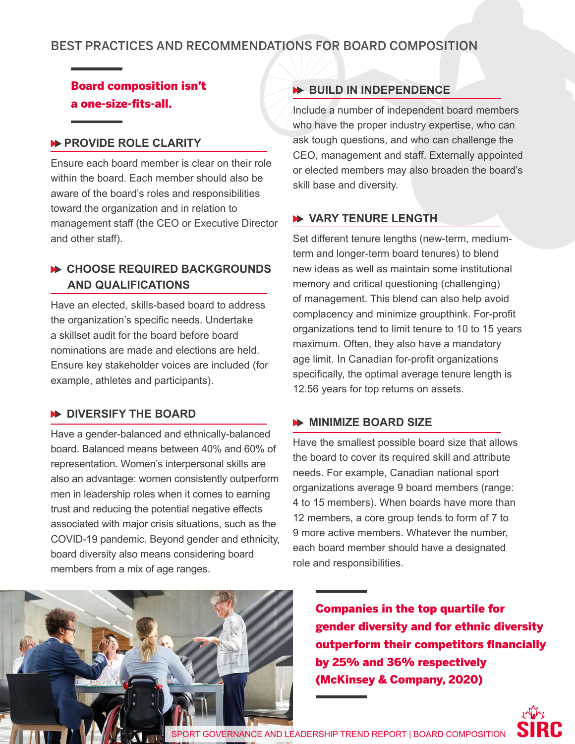## BEST PRACTICES AND RECOMMENDATIONS FOR BOARD COMPOSITION

**Board composition isn't a one-size-fits-all.**

### PROVIDE ROLE CLARITY

Ensure each board member is clear on their role within the board. Each member should also be aware of the board's roles and responsibilities toward the organization and in relation to management staff (the CEO or Executive Director and other staff).

### CHOOSE REQUIRED BACKGROUNDS AND QUALIFICATIONS

Have an elected, skills-based board to address the organization's specific needs. Undertake a skillset audit for the board before board nominations are made and elections are held. Ensure key stakeholder voices are included (for example, athletes and participants).

### DIVERSIFY THE BOARD

Have a gender-balanced and ethnically-balanced board. Balanced means between 40% and 60% of representation. Women's interpersonal skills are also an advantage: women consistently outperform men in leadership roles when it comes to earning trust and reducing the potential negative effects associated with major crisis situations, such as the COVID-19 pandemic. Beyond gender and ethnicity, board diversity also means considering board members from a mix of age ranges.

### BUILD IN INDEPENDENCE

Include a number of independent board members who have the proper industry expertise, who can ask tough questions, and who can challenge the CEO, management and staff. Externally appointed or elected members may also broaden the board's skill base and diversity.

### VARY TENURE LENGTH

Set different tenure lengths (new-term, medium-term and longer-term board tenures) to blend new ideas as well as maintain some institutional memory and critical questioning (challenging) of management. This blend can also help avoid complacency and minimize groupthink. For-profit organizations tend to limit tenure to 10 to 15 years maximum. Often, they also have a mandatory age limit. In Canadian for-profit organizations specifically, the optimal average tenure length is 12.56 years for top returns on assets.

### MINIMIZE BOARD SIZE

Have the smallest possible board size that allows the board to cover its required skill and attribute needs. For example, Canadian national sport organizations average 9 board members (range: 4 to 15 members). When boards have more than 12 members, a core group tends to form of 7 to 9 more active members. Whatever the number, each board member should have a designated role and responsibilities.

**Companies in the top quartile for gender diversity and for ethnic diversity outperform their competitors financially by 25% and 36% respectively (McKinsey & Company, 2020)**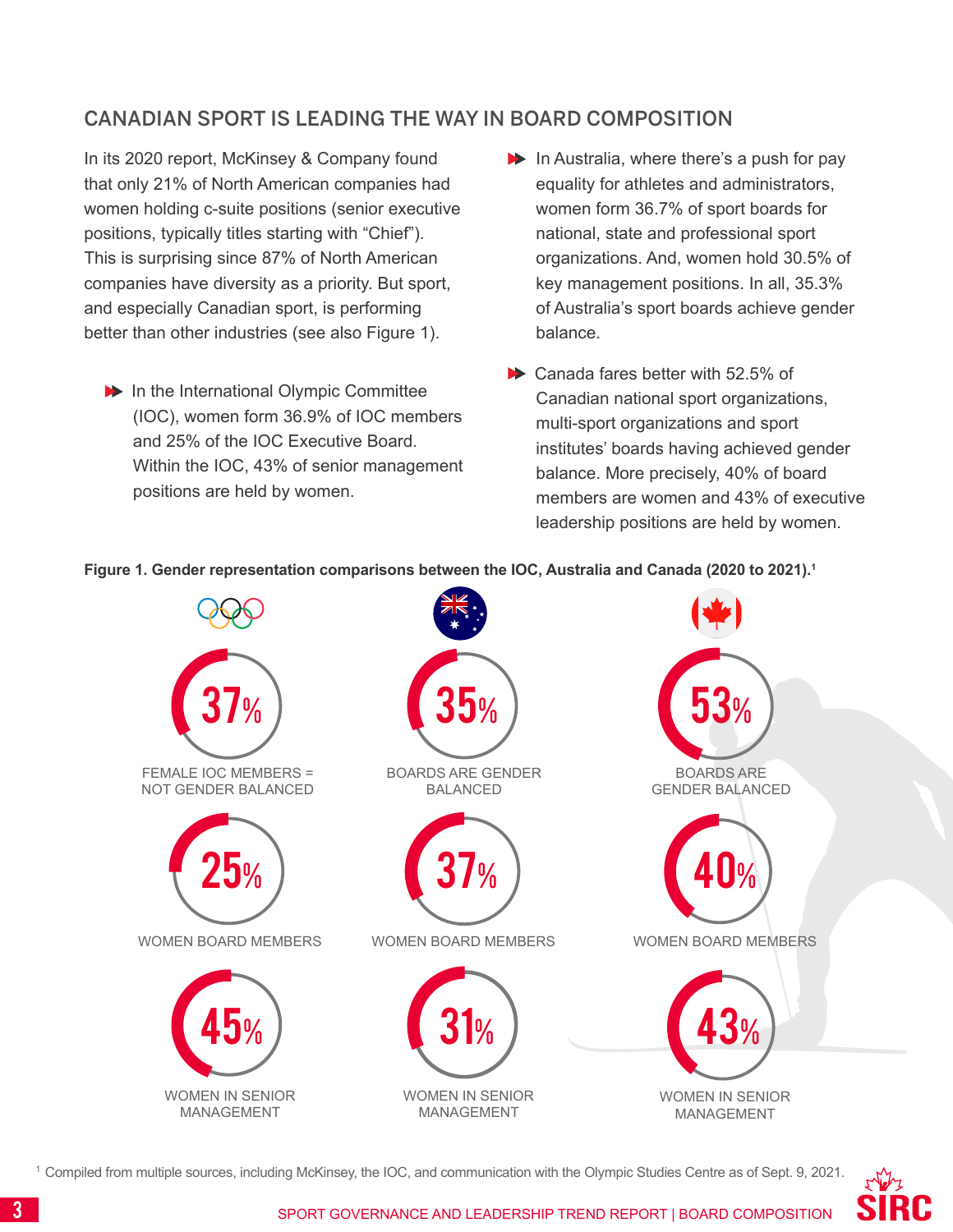## CANADIAN SPORT IS LEADING THE WAY IN BOARD COMPOSITION

In its 2020 report, McKinsey & Company found that only 21% of North American companies had women holding c-suite positions (senior executive positions, typically titles starting with "Chief"). This is surprising since 87% of North American companies have diversity as a priority. But sport, and especially Canadian sport, is performing better than other industries (see also Figure 1).

- In the International Olympic Committee (IOC), women form 36.9% of IOC members and 25% of the IOC Executive Board. Within the IOC, 43% of senior management positions are held by women.
- In Australia, where there's a push for pay equality for athletes and administrators, women form 36.7% of sport boards for national, state and professional sport organizations. And, women hold 30.5% of key management positions. In all, 35.3% of Australia's sport boards achieve gender balance.
- Canada fares better with 52.5% of Canadian national sport organizations, multi-sport organizations and sport institutes' boards having achieved gender balance. More precisely, 40% of board members are women and 43% of executive leadership positions are held by women.

**Figure 1. Gender representation comparisons between the IOC, Australia and Canada (2020 to 2021).[1]**

37%
FEMALE IOC MEMBERS = NOT GENDER BALANCED

25%
WOMEN BOARD MEMBERS

45%
WOMEN IN SENIOR MANAGEMENT

35%
BOARDS ARE GENDER BALANCED

37%
WOMEN BOARD MEMBERS

31%
WOMEN IN SENIOR MANAGEMENT

53%
BOARDS ARE GENDER BALANCED

40%
WOMEN BOARD MEMBERS

43%
WOMEN IN SENIOR MANAGEMENT

[1] Compiled from multiple sources, including McKinsey, the IOC, and communication with the Olympic Studies Centre as of Sept. 9, 2021.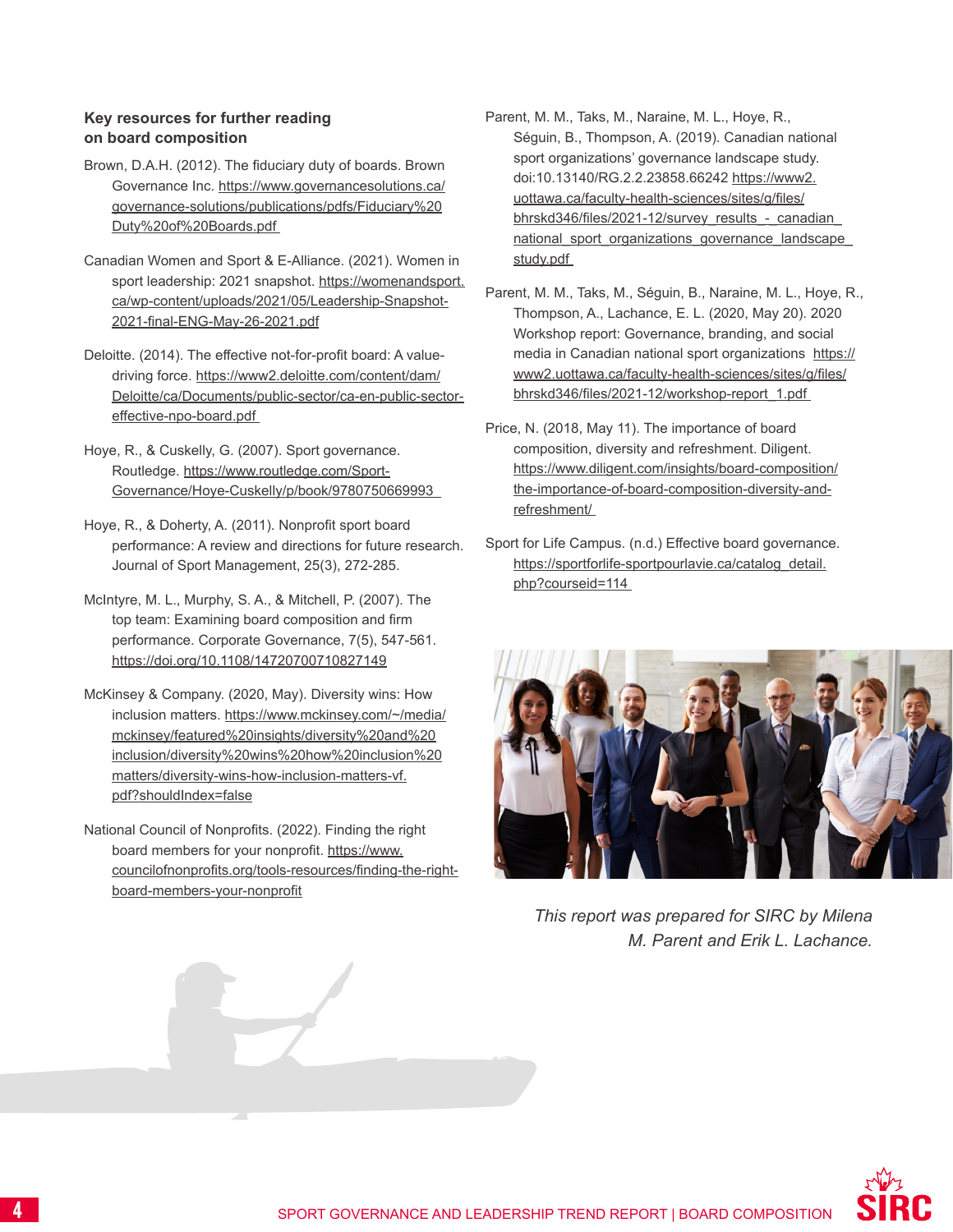### Key resources for further reading on board composition

Brown, D.A.H. (2012). The fiduciary duty of boards. Brown Governance Inc. https://www.governancesolutions.ca/governance-solutions/publications/pdfs/Fiduciary%20Duty%20of%20Boards.pdf

Canadian Women and Sport & E-Alliance. (2021). Women in sport leadership: 2021 snapshot. https://womenandsport.ca/wp-content/uploads/2021/05/Leadership-Snapshot-2021-final-ENG-May-26-2021.pdf

Deloitte. (2014). The effective not-for-profit board: A value-driving force. https://www2.deloitte.com/content/dam/Deloitte/ca/Documents/public-sector/ca-en-public-sector-effective-npo-board.pdf

Hoye, R., & Cuskelly, G. (2007). Sport governance. Routledge. https://www.routledge.com/Sport-Governance/Hoye-Cuskelly/p/book/9780750669993

Hoye, R., & Doherty, A. (2011). Nonprofit sport board performance: A review and directions for future research. Journal of Sport Management, 25(3), 272-285.

McIntyre, M. L., Murphy, S. A., & Mitchell, P. (2007). The top team: Examining board composition and firm performance. Corporate Governance, 7(5), 547-561. https://doi.org/10.1108/14720700710827149

McKinsey & Company. (2020, May). Diversity wins: How inclusion matters. https://www.mckinsey.com/~/media/mckinsey/featured%20insights/diversity%20and%20inclusion/diversity%20wins%20how%20inclusion%20matters/diversity-wins-how-inclusion-matters-vf.pdf?shouldIndex=false

National Council of Nonprofits. (2022). Finding the right board members for your nonprofit. https://www.councilofnonprofits.org/tools-resources/finding-the-right-board-members-your-nonprofit

Parent, M. M., Taks, M., Naraine, M. L., Hoye, R., Séguin, B., Thompson, A. (2019). Canadian national sport organizations' governance landscape study. doi:10.13140/RG.2.2.23858.66242 https://www2.uottawa.ca/faculty-health-sciences/sites/g/files/bhrskd346/files/2021-12/survey_results_-_canadian_national_sport_organizations_governance_landscape_study.pdf

Parent, M. M., Taks, M., Séguin, B., Naraine, M. L., Hoye, R., Thompson, A., Lachance, E. L. (2020, May 20). 2020 Workshop report: Governance, branding, and social media in Canadian national sport organizations https://www2.uottawa.ca/faculty-health-sciences/sites/g/files/bhrskd346/files/2021-12/workshop-report_1.pdf

Price, N. (2018, May 11). The importance of board composition, diversity and refreshment. Diligent. https://www.diligent.com/insights/board-composition/the-importance-of-board-composition-diversity-and-refreshment/

Sport for Life Campus. (n.d.) Effective board governance. https://sportforlife-sportpourlavie.ca/catalog_detail.php?courseid=114

*This report was prepared for SIRC by Milena M. Parent and Erik L. Lachance.*